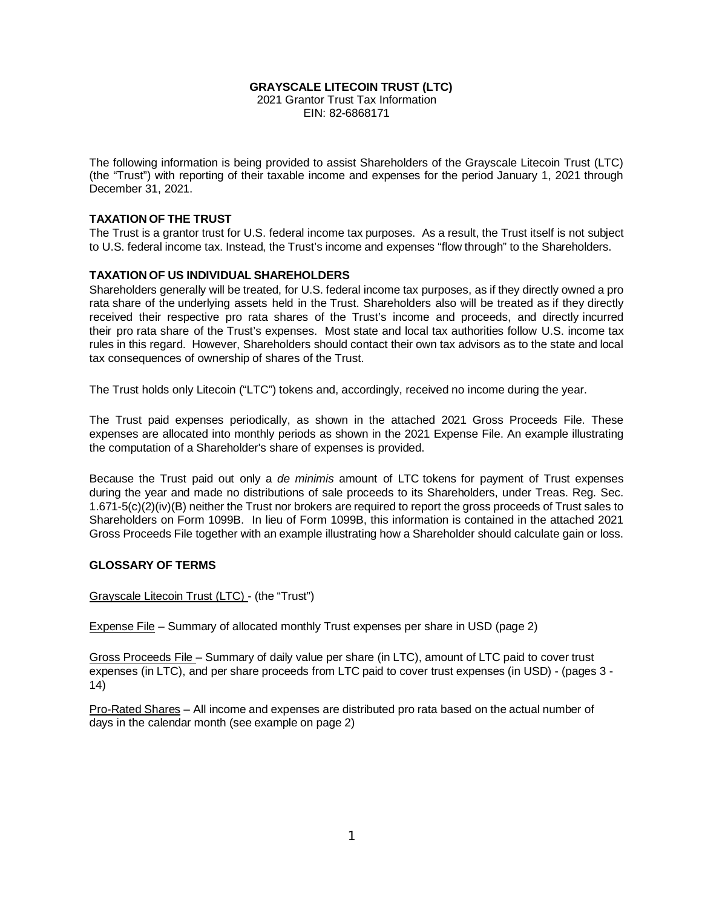**GRAYSCALE LITECOIN TRUST (LTC)**
2021 Grantor Trust Tax Information
EIN: 82-6868171

The following information is being provided to assist Shareholders of the Grayscale Litecoin Trust (LTC) (the "Trust") with reporting of their taxable income and expenses for the period January 1, 2021 through December 31, 2021.

## TAXATION OF THE TRUST

The Trust is a grantor trust for U.S. federal income tax purposes. As a result, the Trust itself is not subject to U.S. federal income tax. Instead, the Trust's income and expenses "flow through" to the Shareholders.

## TAXATION OF US INDIVIDUAL SHAREHOLDERS

Shareholders generally will be treated, for U.S. federal income tax purposes, as if they directly owned a pro rata share of the underlying assets held in the Trust. Shareholders also will be treated as if they directly received their respective pro rata shares of the Trust's income and proceeds, and directly incurred their pro rata share of the Trust's expenses. Most state and local tax authorities follow U.S. income tax rules in this regard. However, Shareholders should contact their own tax advisors as to the state and local tax consequences of ownership of shares of the Trust.

The Trust holds only Litecoin ("LTC") tokens and, accordingly, received no income during the year.

The Trust paid expenses periodically, as shown in the attached 2021 Gross Proceeds File. These expenses are allocated into monthly periods as shown in the 2021 Expense File. An example illustrating the computation of a Shareholder's share of expenses is provided.

Because the Trust paid out only a *de minimis* amount of LTC tokens for payment of Trust expenses during the year and made no distributions of sale proceeds to its Shareholders, under Treas. Reg. Sec. 1.671-5(c)(2)(iv)(B) neither the Trust nor brokers are required to report the gross proceeds of Trust sales to Shareholders on Form 1099B. In lieu of Form 1099B, this information is contained in the attached 2021 Gross Proceeds File together with an example illustrating how a Shareholder should calculate gain or loss.

## GLOSSARY OF TERMS

Grayscale Litecoin Trust (LTC) - (the "Trust")

Expense File – Summary of allocated monthly Trust expenses per share in USD (page 2)

Gross Proceeds File – Summary of daily value per share (in LTC), amount of LTC paid to cover trust expenses (in LTC), and per share proceeds from LTC paid to cover trust expenses (in USD) - (pages 3 - 14)

Pro-Rated Shares – All income and expenses are distributed pro rata based on the actual number of days in the calendar month (see example on page 2)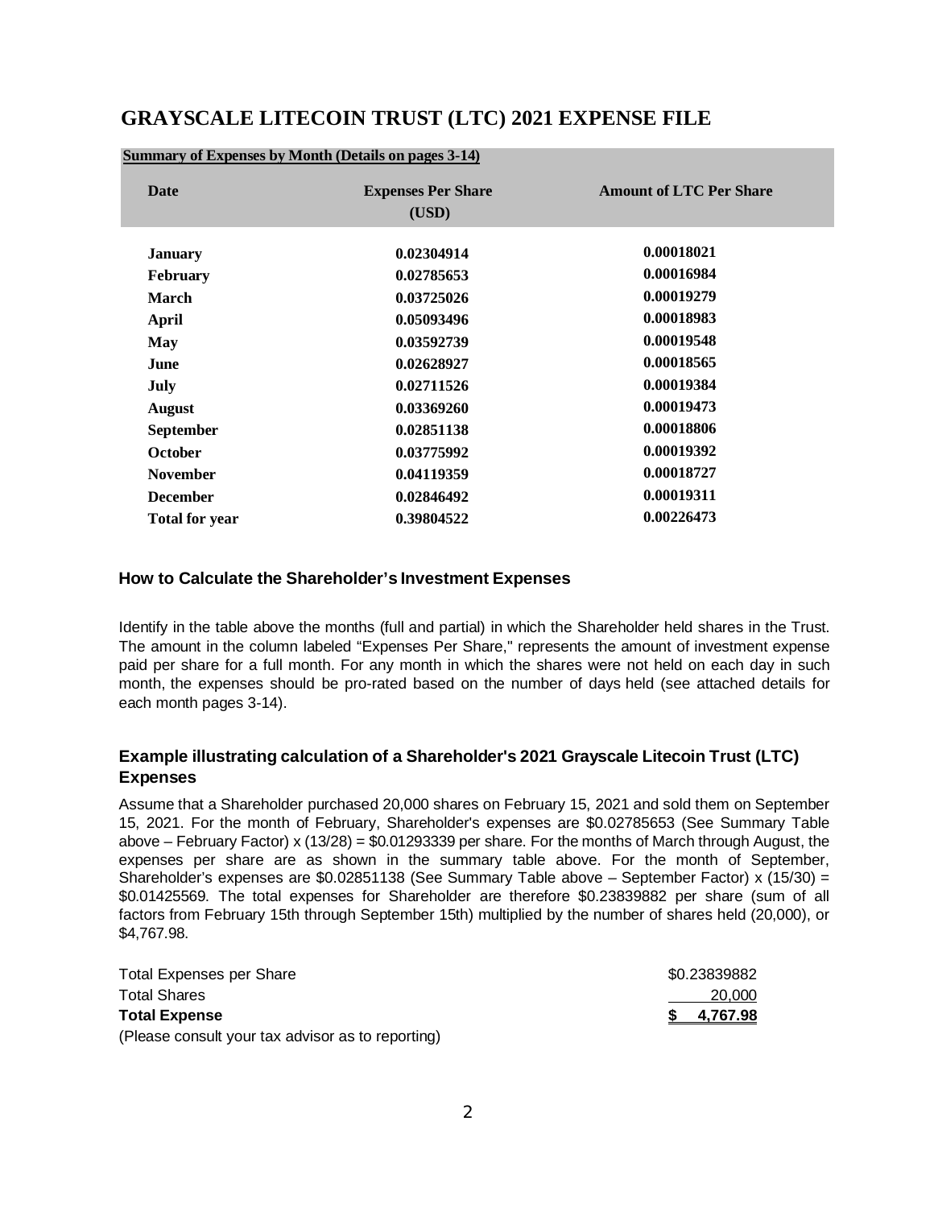# GRAYSCALE LITECOIN TRUST (LTC) 2021 EXPENSE FILE

**Summary of Expenses by Month (Details on pages 3-14)**

| Date | Expenses Per Share (USD) | Amount of LTC Per Share |
|---|---|---|
| **January** | **0.02304914** | **0.00018021** |
| **February** | **0.02785653** | **0.00016984** |
| **March** | **0.03725026** | **0.00019279** |
| **April** | **0.05093496** | **0.00018983** |
| **May** | **0.03592739** | **0.00019548** |
| **June** | **0.02628927** | **0.00018565** |
| **July** | **0.02711526** | **0.00019384** |
| **August** | **0.03369260** | **0.00019473** |
| **September** | **0.02851138** | **0.00018806** |
| **October** | **0.03775992** | **0.00019392** |
| **November** | **0.04119359** | **0.00018727** |
| **December** | **0.02846492** | **0.00019311** |
| **Total for year** | **0.39804522** | **0.00226473** |

### How to Calculate the Shareholder's Investment Expenses

Identify in the table above the months (full and partial) in which the Shareholder held shares in the Trust. The amount in the column labeled "Expenses Per Share," represents the amount of investment expense paid per share for a full month. For any month in which the shares were not held on each day in such month, the expenses should be pro-rated based on the number of days held (see attached details for each month pages 3-14).

### Example illustrating calculation of a Shareholder's 2021 Grayscale Litecoin Trust (LTC) Expenses

Assume that a Shareholder purchased 20,000 shares on February 15, 2021 and sold them on September 15, 2021. For the month of February, Shareholder's expenses are $0.02785653 (See Summary Table above – February Factor) x (13/28) = $0.01293339 per share. For the months of March through August, the expenses per share are as shown in the summary table above. For the month of September, Shareholder's expenses are $0.02851138 (See Summary Table above – September Factor) x (15/30) = $0.01425569. The total expenses for Shareholder are therefore $0.23839882 per share (sum of all factors from February 15th through September 15th) multiplied by the number of shares held (20,000), or $4,767.98.

| | |
|---|---|
| Total Expenses per Share | $0.23839882 |
| Total Shares | 20,000 |
| **Total Expense** | **$ 4,767.98** |

(Please consult your tax advisor as to reporting)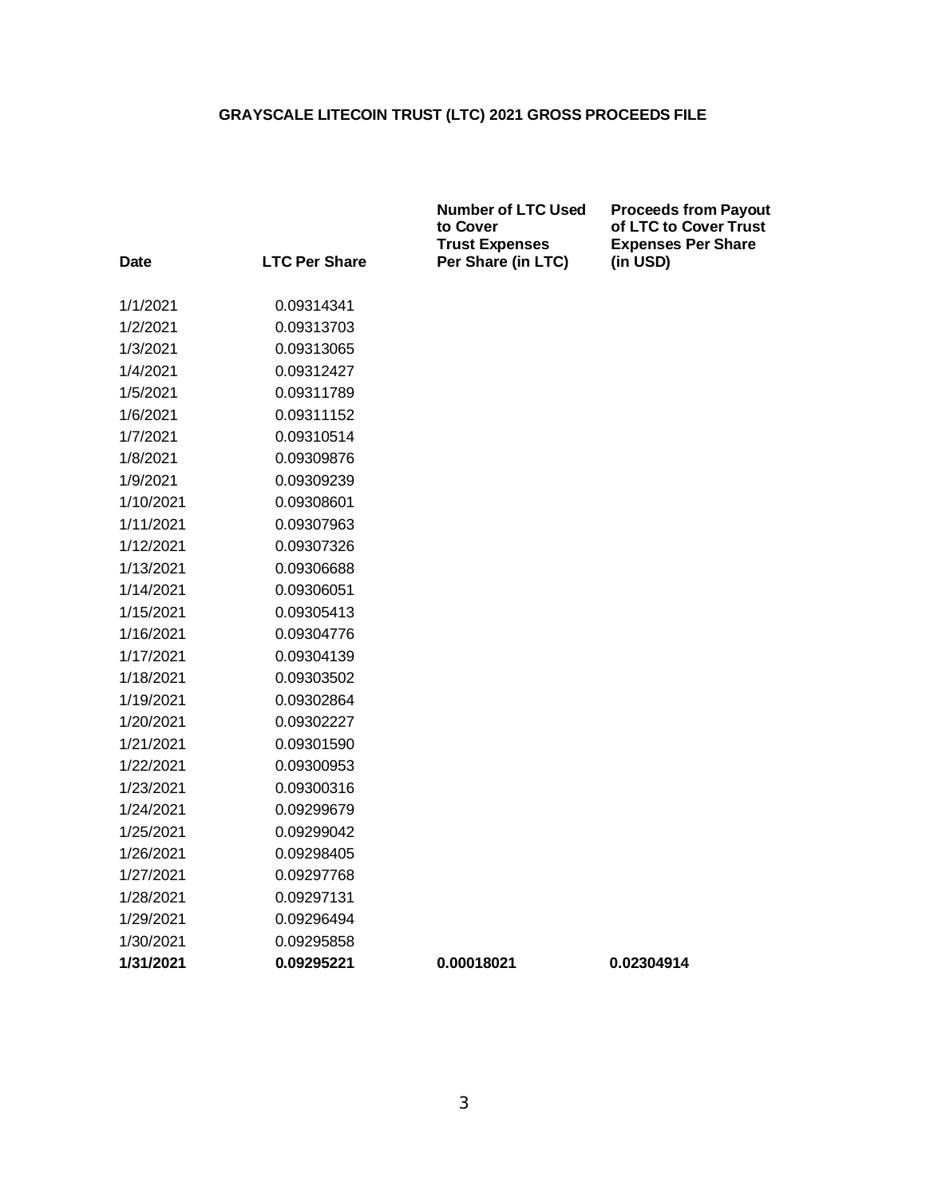**GRAYSCALE LITECOIN TRUST (LTC) 2021 GROSS PROCEEDS FILE**

| Date | LTC Per Share | Number of LTC Used to Cover Trust Expenses Per Share (in LTC) | Proceeds from Payout of LTC to Cover Trust Expenses Per Share (in USD) |
|---|---|---|---|
| 1/1/2021 | 0.09314341 | | |
| 1/2/2021 | 0.09313703 | | |
| 1/3/2021 | 0.09313065 | | |
| 1/4/2021 | 0.09312427 | | |
| 1/5/2021 | 0.09311789 | | |
| 1/6/2021 | 0.09311152 | | |
| 1/7/2021 | 0.09310514 | | |
| 1/8/2021 | 0.09309876 | | |
| 1/9/2021 | 0.09309239 | | |
| 1/10/2021 | 0.09308601 | | |
| 1/11/2021 | 0.09307963 | | |
| 1/12/2021 | 0.09307326 | | |
| 1/13/2021 | 0.09306688 | | |
| 1/14/2021 | 0.09306051 | | |
| 1/15/2021 | 0.09305413 | | |
| 1/16/2021 | 0.09304776 | | |
| 1/17/2021 | 0.09304139 | | |
| 1/18/2021 | 0.09303502 | | |
| 1/19/2021 | 0.09302864 | | |
| 1/20/2021 | 0.09302227 | | |
| 1/21/2021 | 0.09301590 | | |
| 1/22/2021 | 0.09300953 | | |
| 1/23/2021 | 0.09300316 | | |
| 1/24/2021 | 0.09299679 | | |
| 1/25/2021 | 0.09299042 | | |
| 1/26/2021 | 0.09298405 | | |
| 1/27/2021 | 0.09297768 | | |
| 1/28/2021 | 0.09297131 | | |
| 1/29/2021 | 0.09296494 | | |
| 1/30/2021 | 0.09295858 | | |
| **1/31/2021** | **0.09295221** | **0.00018021** | **0.02304914** |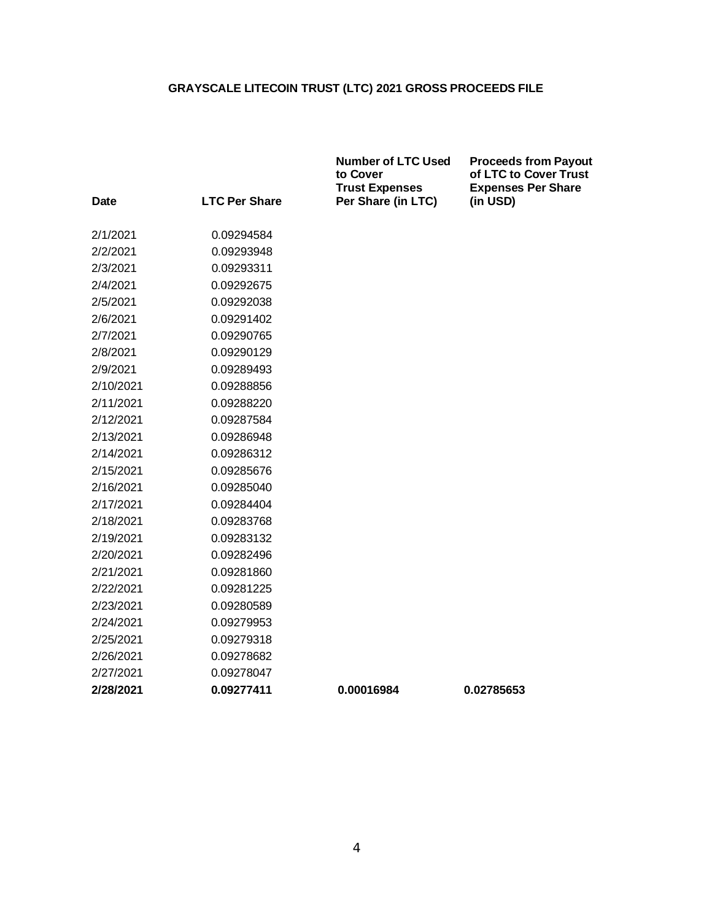**GRAYSCALE LITECOIN TRUST (LTC) 2021 GROSS PROCEEDS FILE**

| Date | LTC Per Share | Number of LTC Used to Cover Trust Expenses Per Share (in LTC) | Proceeds from Payout of LTC to Cover Trust Expenses Per Share (in USD) |
|---|---|---|---|
| 2/1/2021 | 0.09294584 | | |
| 2/2/2021 | 0.09293948 | | |
| 2/3/2021 | 0.09293311 | | |
| 2/4/2021 | 0.09292675 | | |
| 2/5/2021 | 0.09292038 | | |
| 2/6/2021 | 0.09291402 | | |
| 2/7/2021 | 0.09290765 | | |
| 2/8/2021 | 0.09290129 | | |
| 2/9/2021 | 0.09289493 | | |
| 2/10/2021 | 0.09288856 | | |
| 2/11/2021 | 0.09288220 | | |
| 2/12/2021 | 0.09287584 | | |
| 2/13/2021 | 0.09286948 | | |
| 2/14/2021 | 0.09286312 | | |
| 2/15/2021 | 0.09285676 | | |
| 2/16/2021 | 0.09285040 | | |
| 2/17/2021 | 0.09284404 | | |
| 2/18/2021 | 0.09283768 | | |
| 2/19/2021 | 0.09283132 | | |
| 2/20/2021 | 0.09282496 | | |
| 2/21/2021 | 0.09281860 | | |
| 2/22/2021 | 0.09281225 | | |
| 2/23/2021 | 0.09280589 | | |
| 2/24/2021 | 0.09279953 | | |
| 2/25/2021 | 0.09279318 | | |
| 2/26/2021 | 0.09278682 | | |
| 2/27/2021 | 0.09278047 | | |
| **2/28/2021** | **0.09277411** | **0.00016984** | **0.02785653** |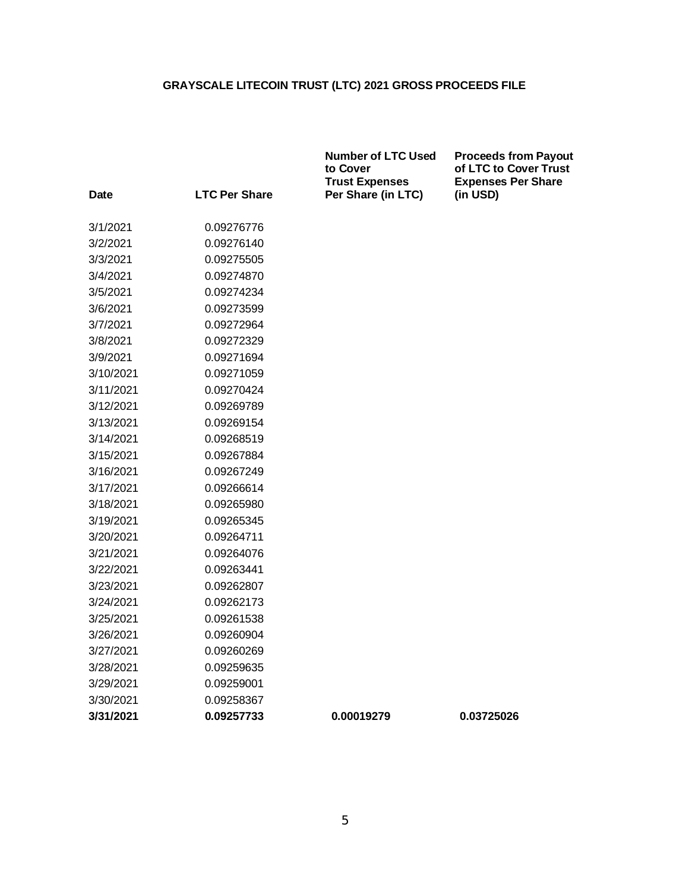**GRAYSCALE LITECOIN TRUST (LTC) 2021 GROSS PROCEEDS FILE**

| Date | LTC Per Share | Number of LTC Used to Cover Trust Expenses Per Share (in LTC) | Proceeds from Payout of LTC to Cover Trust Expenses Per Share (in USD) |
|---|---|---|---|
| 3/1/2021 | 0.09276776 | | |
| 3/2/2021 | 0.09276140 | | |
| 3/3/2021 | 0.09275505 | | |
| 3/4/2021 | 0.09274870 | | |
| 3/5/2021 | 0.09274234 | | |
| 3/6/2021 | 0.09273599 | | |
| 3/7/2021 | 0.09272964 | | |
| 3/8/2021 | 0.09272329 | | |
| 3/9/2021 | 0.09271694 | | |
| 3/10/2021 | 0.09271059 | | |
| 3/11/2021 | 0.09270424 | | |
| 3/12/2021 | 0.09269789 | | |
| 3/13/2021 | 0.09269154 | | |
| 3/14/2021 | 0.09268519 | | |
| 3/15/2021 | 0.09267884 | | |
| 3/16/2021 | 0.09267249 | | |
| 3/17/2021 | 0.09266614 | | |
| 3/18/2021 | 0.09265980 | | |
| 3/19/2021 | 0.09265345 | | |
| 3/20/2021 | 0.09264711 | | |
| 3/21/2021 | 0.09264076 | | |
| 3/22/2021 | 0.09263441 | | |
| 3/23/2021 | 0.09262807 | | |
| 3/24/2021 | 0.09262173 | | |
| 3/25/2021 | 0.09261538 | | |
| 3/26/2021 | 0.09260904 | | |
| 3/27/2021 | 0.09260269 | | |
| 3/28/2021 | 0.09259635 | | |
| 3/29/2021 | 0.09259001 | | |
| 3/30/2021 | 0.09258367 | | |
| **3/31/2021** | **0.09257733** | **0.00019279** | **0.03725026** |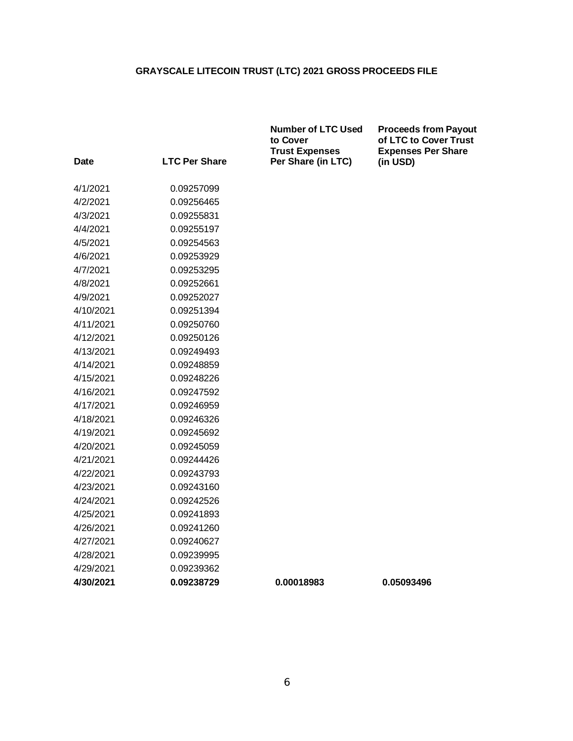**GRAYSCALE LITECOIN TRUST (LTC) 2021 GROSS PROCEEDS FILE**

| Date | LTC Per Share | Number of LTC Used to Cover Trust Expenses Per Share (in LTC) | Proceeds from Payout of LTC to Cover Trust Expenses Per Share (in USD) |
|---|---|---|---|
| 4/1/2021 | 0.09257099 | | |
| 4/2/2021 | 0.09256465 | | |
| 4/3/2021 | 0.09255831 | | |
| 4/4/2021 | 0.09255197 | | |
| 4/5/2021 | 0.09254563 | | |
| 4/6/2021 | 0.09253929 | | |
| 4/7/2021 | 0.09253295 | | |
| 4/8/2021 | 0.09252661 | | |
| 4/9/2021 | 0.09252027 | | |
| 4/10/2021 | 0.09251394 | | |
| 4/11/2021 | 0.09250760 | | |
| 4/12/2021 | 0.09250126 | | |
| 4/13/2021 | 0.09249493 | | |
| 4/14/2021 | 0.09248859 | | |
| 4/15/2021 | 0.09248226 | | |
| 4/16/2021 | 0.09247592 | | |
| 4/17/2021 | 0.09246959 | | |
| 4/18/2021 | 0.09246326 | | |
| 4/19/2021 | 0.09245692 | | |
| 4/20/2021 | 0.09245059 | | |
| 4/21/2021 | 0.09244426 | | |
| 4/22/2021 | 0.09243793 | | |
| 4/23/2021 | 0.09243160 | | |
| 4/24/2021 | 0.09242526 | | |
| 4/25/2021 | 0.09241893 | | |
| 4/26/2021 | 0.09241260 | | |
| 4/27/2021 | 0.09240627 | | |
| 4/28/2021 | 0.09239995 | | |
| 4/29/2021 | 0.09239362 | | |
| **4/30/2021** | **0.09238729** | **0.00018983** | **0.05093496** |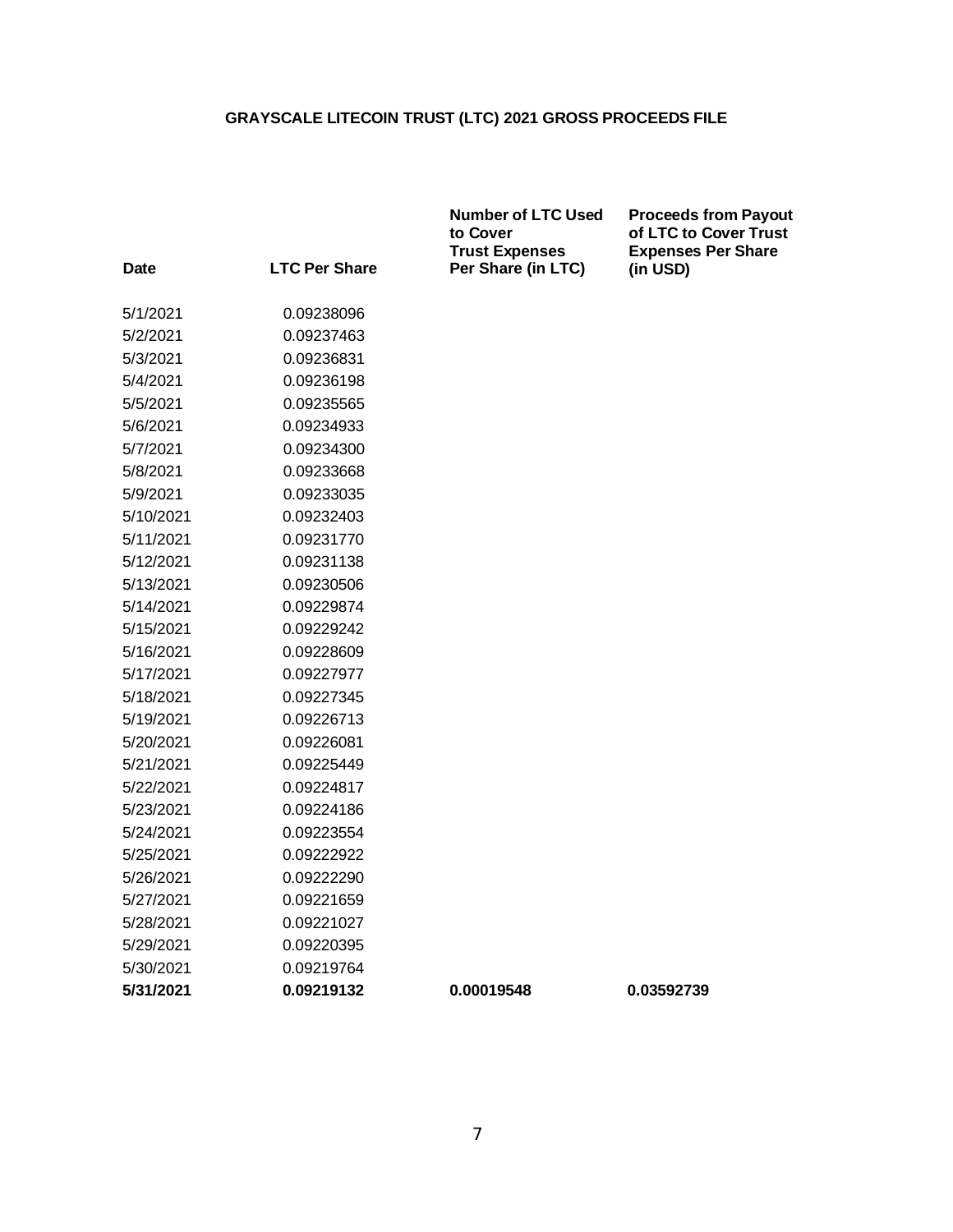**GRAYSCALE LITECOIN TRUST (LTC) 2021 GROSS PROCEEDS FILE**

| Date | LTC Per Share | Number of LTC Used to Cover Trust Expenses Per Share (in LTC) | Proceeds from Payout of LTC to Cover Trust Expenses Per Share (in USD) |
|---|---|---|---|
| 5/1/2021 | 0.09238096 | | |
| 5/2/2021 | 0.09237463 | | |
| 5/3/2021 | 0.09236831 | | |
| 5/4/2021 | 0.09236198 | | |
| 5/5/2021 | 0.09235565 | | |
| 5/6/2021 | 0.09234933 | | |
| 5/7/2021 | 0.09234300 | | |
| 5/8/2021 | 0.09233668 | | |
| 5/9/2021 | 0.09233035 | | |
| 5/10/2021 | 0.09232403 | | |
| 5/11/2021 | 0.09231770 | | |
| 5/12/2021 | 0.09231138 | | |
| 5/13/2021 | 0.09230506 | | |
| 5/14/2021 | 0.09229874 | | |
| 5/15/2021 | 0.09229242 | | |
| 5/16/2021 | 0.09228609 | | |
| 5/17/2021 | 0.09227977 | | |
| 5/18/2021 | 0.09227345 | | |
| 5/19/2021 | 0.09226713 | | |
| 5/20/2021 | 0.09226081 | | |
| 5/21/2021 | 0.09225449 | | |
| 5/22/2021 | 0.09224817 | | |
| 5/23/2021 | 0.09224186 | | |
| 5/24/2021 | 0.09223554 | | |
| 5/25/2021 | 0.09222922 | | |
| 5/26/2021 | 0.09222290 | | |
| 5/27/2021 | 0.09221659 | | |
| 5/28/2021 | 0.09221027 | | |
| 5/29/2021 | 0.09220395 | | |
| 5/30/2021 | 0.09219764 | | |
| **5/31/2021** | **0.09219132** | **0.00019548** | **0.03592739** |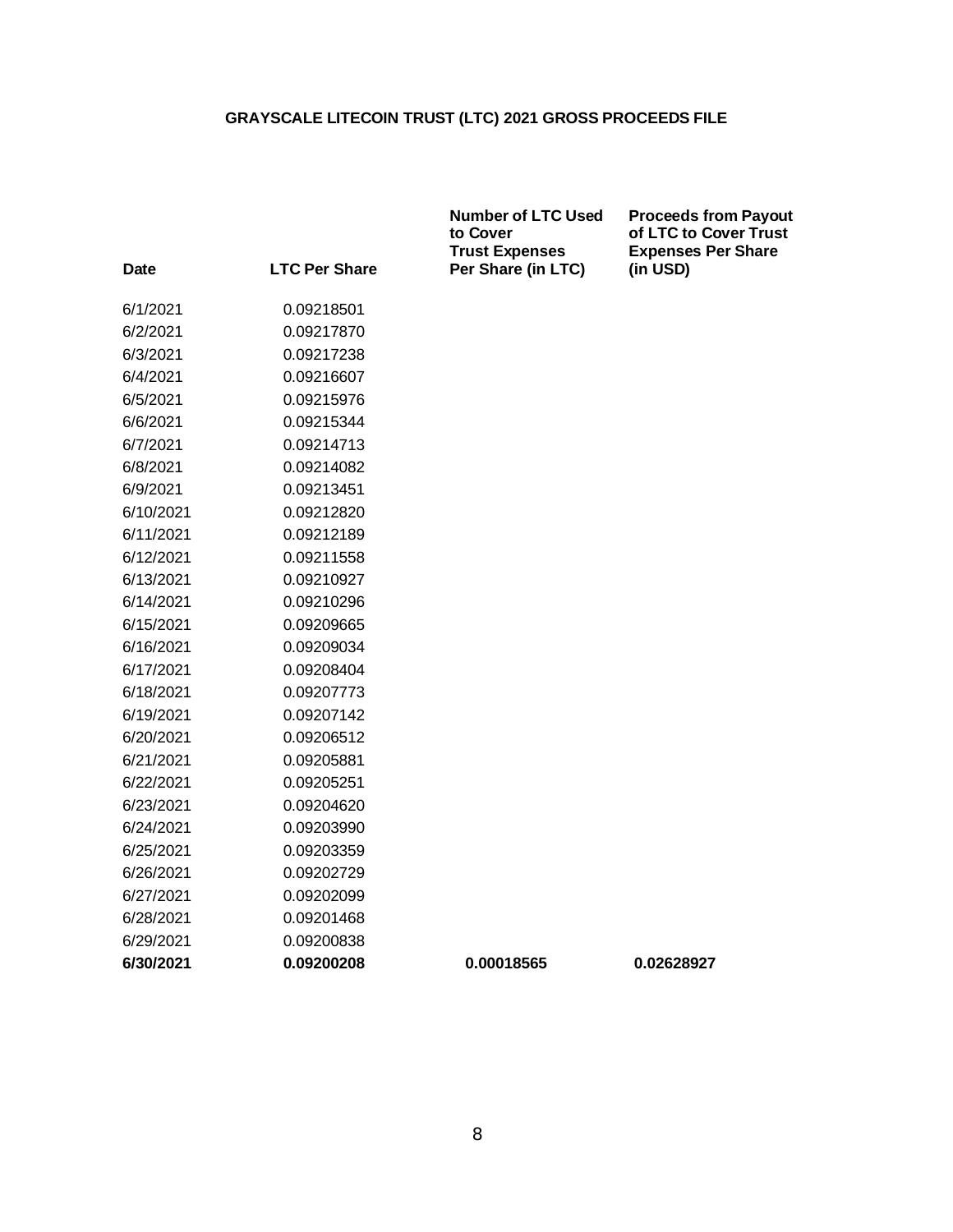## GRAYSCALE LITECOIN TRUST (LTC) 2021 GROSS PROCEEDS FILE

| Date | LTC Per Share | Number of LTC Used to Cover Trust Expenses Per Share (in LTC) | Proceeds from Payout of LTC to Cover Trust Expenses Per Share (in USD) |
|---|---|---|---|
| 6/1/2021 | 0.09218501 | | |
| 6/2/2021 | 0.09217870 | | |
| 6/3/2021 | 0.09217238 | | |
| 6/4/2021 | 0.09216607 | | |
| 6/5/2021 | 0.09215976 | | |
| 6/6/2021 | 0.09215344 | | |
| 6/7/2021 | 0.09214713 | | |
| 6/8/2021 | 0.09214082 | | |
| 6/9/2021 | 0.09213451 | | |
| 6/10/2021 | 0.09212820 | | |
| 6/11/2021 | 0.09212189 | | |
| 6/12/2021 | 0.09211558 | | |
| 6/13/2021 | 0.09210927 | | |
| 6/14/2021 | 0.09210296 | | |
| 6/15/2021 | 0.09209665 | | |
| 6/16/2021 | 0.09209034 | | |
| 6/17/2021 | 0.09208404 | | |
| 6/18/2021 | 0.09207773 | | |
| 6/19/2021 | 0.09207142 | | |
| 6/20/2021 | 0.09206512 | | |
| 6/21/2021 | 0.09205881 | | |
| 6/22/2021 | 0.09205251 | | |
| 6/23/2021 | 0.09204620 | | |
| 6/24/2021 | 0.09203990 | | |
| 6/25/2021 | 0.09203359 | | |
| 6/26/2021 | 0.09202729 | | |
| 6/27/2021 | 0.09202099 | | |
| 6/28/2021 | 0.09201468 | | |
| 6/29/2021 | 0.09200838 | | |
| **6/30/2021** | **0.09200208** | **0.00018565** | **0.02628927** |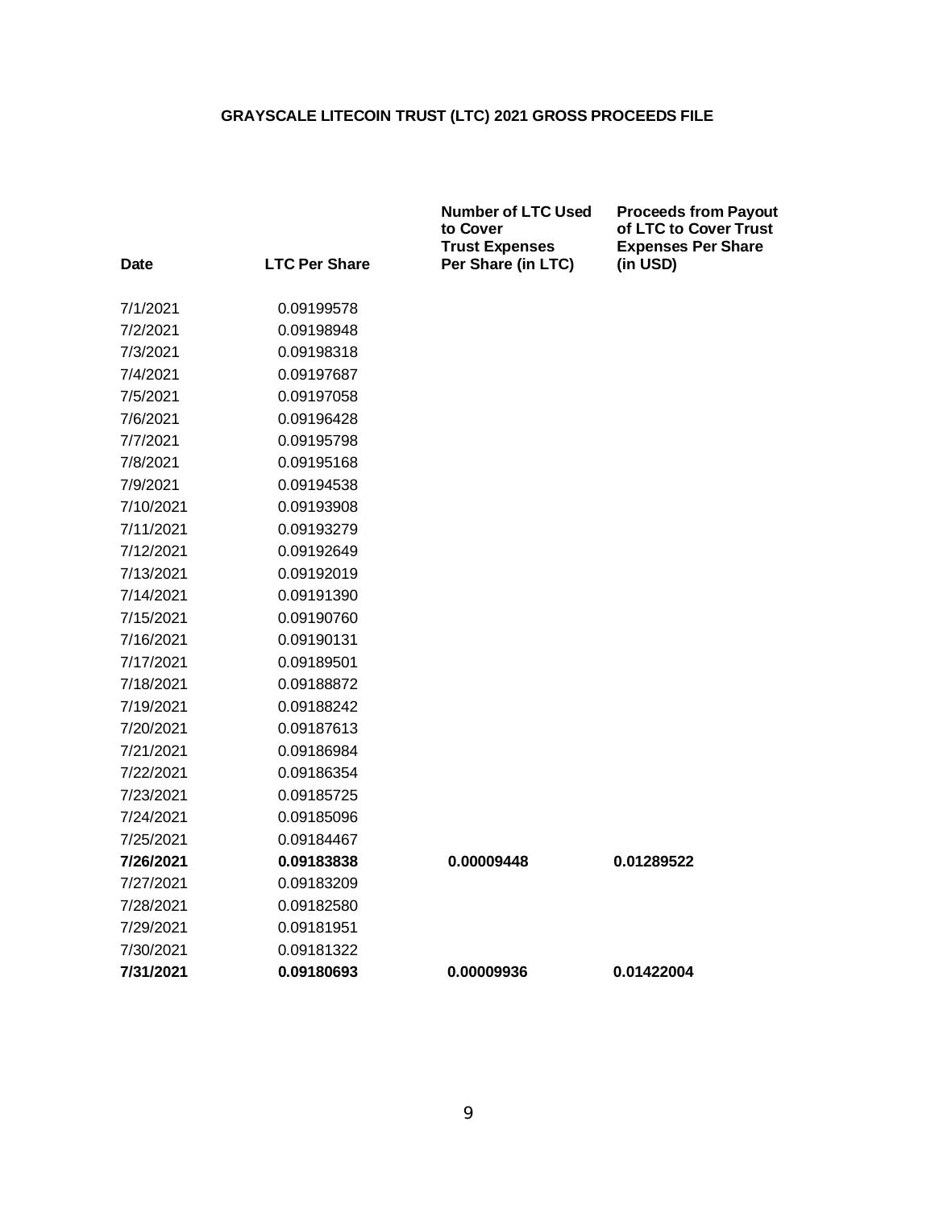# GRAYSCALE LITECOIN TRUST (LTC) 2021 GROSS PROCEEDS FILE

| Date | LTC Per Share | Number of LTC Used to Cover Trust Expenses Per Share (in LTC) | Proceeds from Payout of LTC to Cover Trust Expenses Per Share (in USD) |
|---|---|---|---|
| 7/1/2021 | 0.09199578 | | |
| 7/2/2021 | 0.09198948 | | |
| 7/3/2021 | 0.09198318 | | |
| 7/4/2021 | 0.09197687 | | |
| 7/5/2021 | 0.09197058 | | |
| 7/6/2021 | 0.09196428 | | |
| 7/7/2021 | 0.09195798 | | |
| 7/8/2021 | 0.09195168 | | |
| 7/9/2021 | 0.09194538 | | |
| 7/10/2021 | 0.09193908 | | |
| 7/11/2021 | 0.09193279 | | |
| 7/12/2021 | 0.09192649 | | |
| 7/13/2021 | 0.09192019 | | |
| 7/14/2021 | 0.09191390 | | |
| 7/15/2021 | 0.09190760 | | |
| 7/16/2021 | 0.09190131 | | |
| 7/17/2021 | 0.09189501 | | |
| 7/18/2021 | 0.09188872 | | |
| 7/19/2021 | 0.09188242 | | |
| 7/20/2021 | 0.09187613 | | |
| 7/21/2021 | 0.09186984 | | |
| 7/22/2021 | 0.09186354 | | |
| 7/23/2021 | 0.09185725 | | |
| 7/24/2021 | 0.09185096 | | |
| 7/25/2021 | 0.09184467 | | |
| **7/26/2021** | **0.09183838** | **0.00009448** | **0.01289522** |
| 7/27/2021 | 0.09183209 | | |
| 7/28/2021 | 0.09182580 | | |
| 7/29/2021 | 0.09181951 | | |
| 7/30/2021 | 0.09181322 | | |
| **7/31/2021** | **0.09180693** | **0.00009936** | **0.01422004** |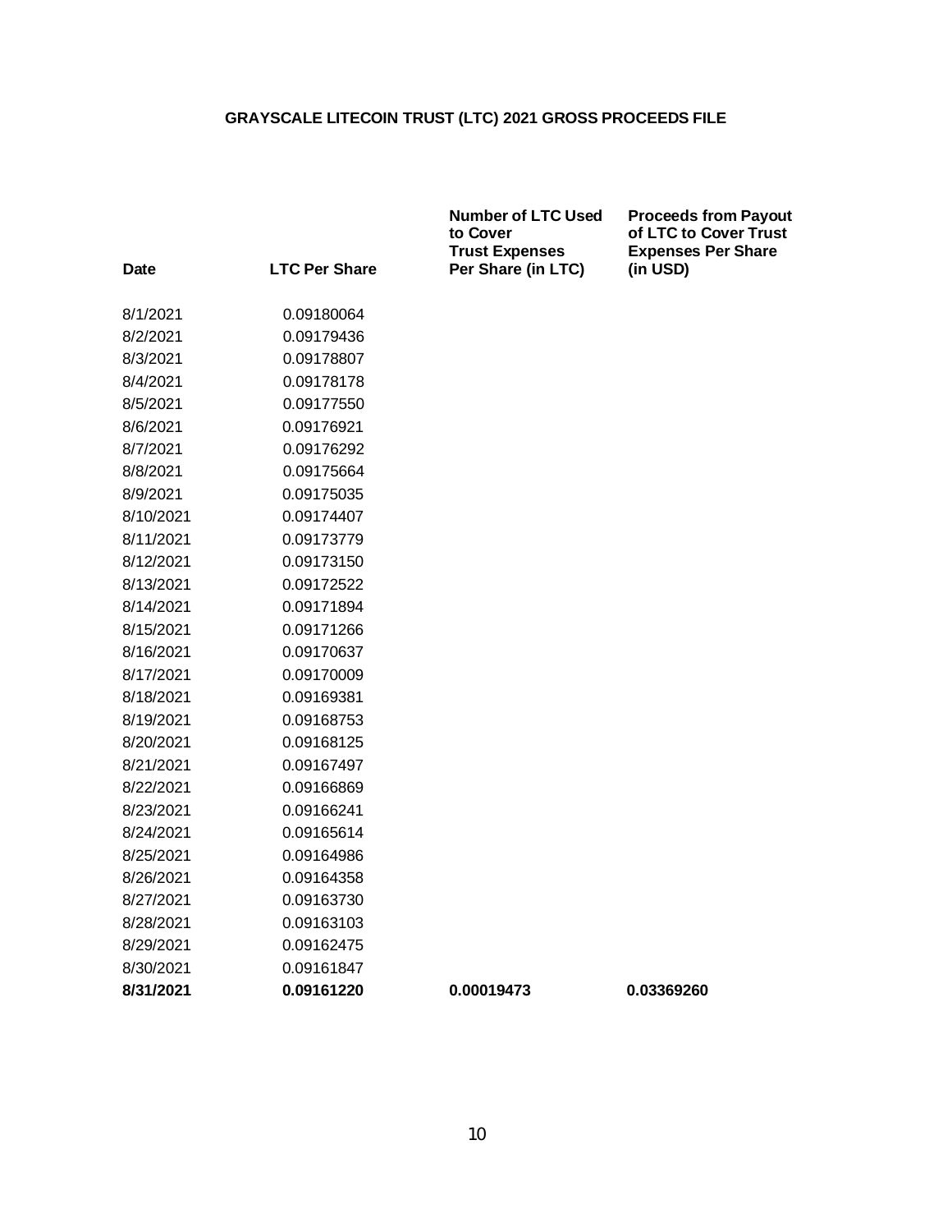# GRAYSCALE LITECOIN TRUST (LTC) 2021 GROSS PROCEEDS FILE

| Date | LTC Per Share | Number of LTC Used to Cover Trust Expenses Per Share (in LTC) | Proceeds from Payout of LTC to Cover Trust Expenses Per Share (in USD) |
|---|---|---|---|
| 8/1/2021 | 0.09180064 | | |
| 8/2/2021 | 0.09179436 | | |
| 8/3/2021 | 0.09178807 | | |
| 8/4/2021 | 0.09178178 | | |
| 8/5/2021 | 0.09177550 | | |
| 8/6/2021 | 0.09176921 | | |
| 8/7/2021 | 0.09176292 | | |
| 8/8/2021 | 0.09175664 | | |
| 8/9/2021 | 0.09175035 | | |
| 8/10/2021 | 0.09174407 | | |
| 8/11/2021 | 0.09173779 | | |
| 8/12/2021 | 0.09173150 | | |
| 8/13/2021 | 0.09172522 | | |
| 8/14/2021 | 0.09171894 | | |
| 8/15/2021 | 0.09171266 | | |
| 8/16/2021 | 0.09170637 | | |
| 8/17/2021 | 0.09170009 | | |
| 8/18/2021 | 0.09169381 | | |
| 8/19/2021 | 0.09168753 | | |
| 8/20/2021 | 0.09168125 | | |
| 8/21/2021 | 0.09167497 | | |
| 8/22/2021 | 0.09166869 | | |
| 8/23/2021 | 0.09166241 | | |
| 8/24/2021 | 0.09165614 | | |
| 8/25/2021 | 0.09164986 | | |
| 8/26/2021 | 0.09164358 | | |
| 8/27/2021 | 0.09163730 | | |
| 8/28/2021 | 0.09163103 | | |
| 8/29/2021 | 0.09162475 | | |
| 8/30/2021 | 0.09161847 | | |
| **8/31/2021** | **0.09161220** | **0.00019473** | **0.03369260** |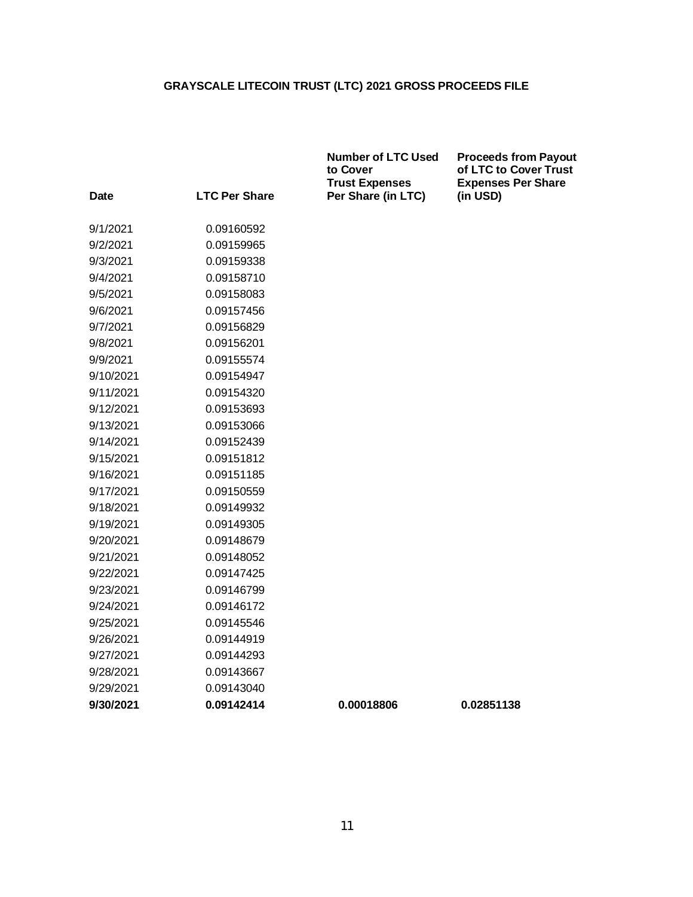**GRAYSCALE LITECOIN TRUST (LTC) 2021 GROSS PROCEEDS FILE**

| Date | LTC Per Share | Number of LTC Used to Cover Trust Expenses Per Share (in LTC) | Proceeds from Payout of LTC to Cover Trust Expenses Per Share (in USD) |
|---|---|---|---|
| 9/1/2021 | 0.09160592 | | |
| 9/2/2021 | 0.09159965 | | |
| 9/3/2021 | 0.09159338 | | |
| 9/4/2021 | 0.09158710 | | |
| 9/5/2021 | 0.09158083 | | |
| 9/6/2021 | 0.09157456 | | |
| 9/7/2021 | 0.09156829 | | |
| 9/8/2021 | 0.09156201 | | |
| 9/9/2021 | 0.09155574 | | |
| 9/10/2021 | 0.09154947 | | |
| 9/11/2021 | 0.09154320 | | |
| 9/12/2021 | 0.09153693 | | |
| 9/13/2021 | 0.09153066 | | |
| 9/14/2021 | 0.09152439 | | |
| 9/15/2021 | 0.09151812 | | |
| 9/16/2021 | 0.09151185 | | |
| 9/17/2021 | 0.09150559 | | |
| 9/18/2021 | 0.09149932 | | |
| 9/19/2021 | 0.09149305 | | |
| 9/20/2021 | 0.09148679 | | |
| 9/21/2021 | 0.09148052 | | |
| 9/22/2021 | 0.09147425 | | |
| 9/23/2021 | 0.09146799 | | |
| 9/24/2021 | 0.09146172 | | |
| 9/25/2021 | 0.09145546 | | |
| 9/26/2021 | 0.09144919 | | |
| 9/27/2021 | 0.09144293 | | |
| 9/28/2021 | 0.09143667 | | |
| 9/29/2021 | 0.09143040 | | |
| **9/30/2021** | **0.09142414** | **0.00018806** | **0.02851138** |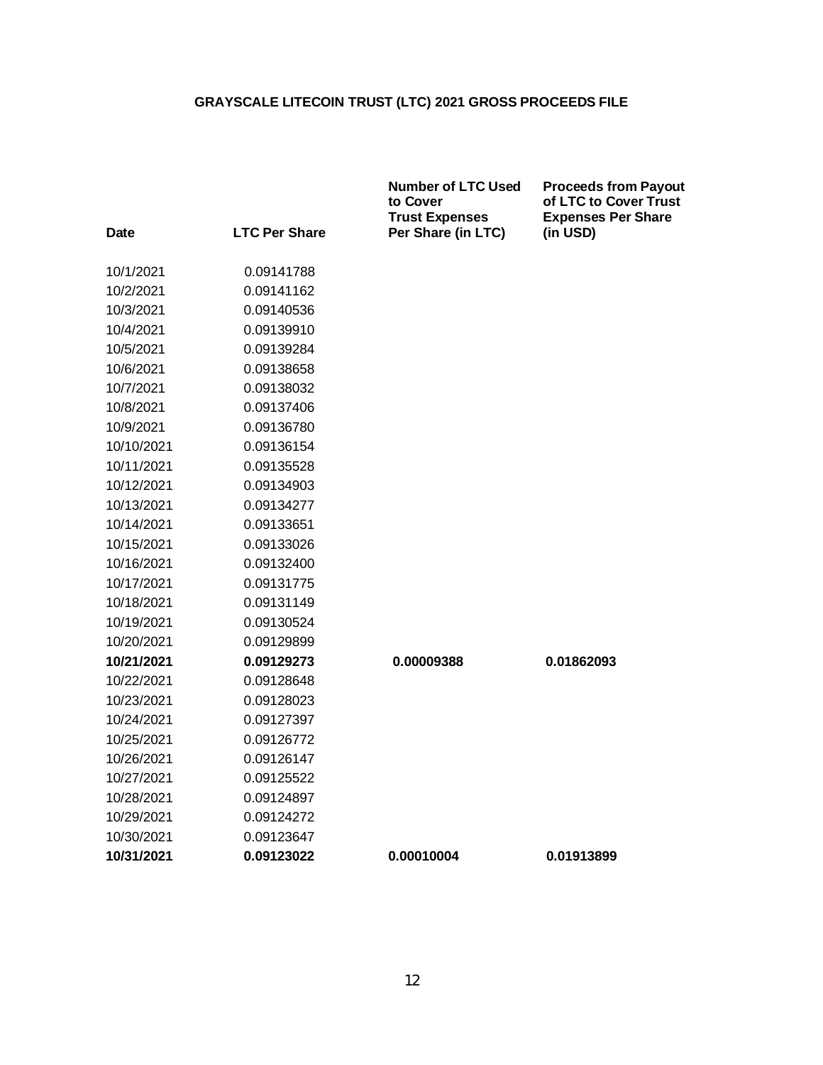# GRAYSCALE LITECOIN TRUST (LTC) 2021 GROSS PROCEEDS FILE

| Date | LTC Per Share | Number of LTC Used to Cover Trust Expenses Per Share (in LTC) | Proceeds from Payout of LTC to Cover Trust Expenses Per Share (in USD) |
|---|---|---|---|
| 10/1/2021 | 0.09141788 | | |
| 10/2/2021 | 0.09141162 | | |
| 10/3/2021 | 0.09140536 | | |
| 10/4/2021 | 0.09139910 | | |
| 10/5/2021 | 0.09139284 | | |
| 10/6/2021 | 0.09138658 | | |
| 10/7/2021 | 0.09138032 | | |
| 10/8/2021 | 0.09137406 | | |
| 10/9/2021 | 0.09136780 | | |
| 10/10/2021 | 0.09136154 | | |
| 10/11/2021 | 0.09135528 | | |
| 10/12/2021 | 0.09134903 | | |
| 10/13/2021 | 0.09134277 | | |
| 10/14/2021 | 0.09133651 | | |
| 10/15/2021 | 0.09133026 | | |
| 10/16/2021 | 0.09132400 | | |
| 10/17/2021 | 0.09131775 | | |
| 10/18/2021 | 0.09131149 | | |
| 10/19/2021 | 0.09130524 | | |
| 10/20/2021 | 0.09129899 | | |
| **10/21/2021** | **0.09129273** | **0.00009388** | **0.01862093** |
| 10/22/2021 | 0.09128648 | | |
| 10/23/2021 | 0.09128023 | | |
| 10/24/2021 | 0.09127397 | | |
| 10/25/2021 | 0.09126772 | | |
| 10/26/2021 | 0.09126147 | | |
| 10/27/2021 | 0.09125522 | | |
| 10/28/2021 | 0.09124897 | | |
| 10/29/2021 | 0.09124272 | | |
| 10/30/2021 | 0.09123647 | | |
| **10/31/2021** | **0.09123022** | **0.00010004** | **0.01913899** |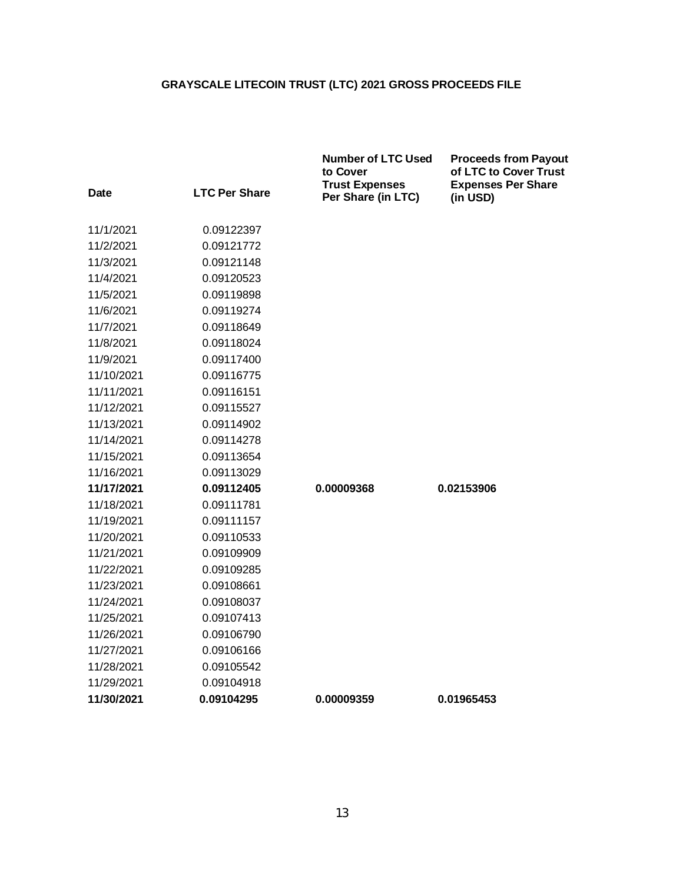# GRAYSCALE LITECOIN TRUST (LTC) 2021 GROSS PROCEEDS FILE

| Date | LTC Per Share | Number of LTC Used to Cover Trust Expenses Per Share (in LTC) | Proceeds from Payout of LTC to Cover Trust Expenses Per Share (in USD) |
|---|---|---|---|
| 11/1/2021 | 0.09122397 | | |
| 11/2/2021 | 0.09121772 | | |
| 11/3/2021 | 0.09121148 | | |
| 11/4/2021 | 0.09120523 | | |
| 11/5/2021 | 0.09119898 | | |
| 11/6/2021 | 0.09119274 | | |
| 11/7/2021 | 0.09118649 | | |
| 11/8/2021 | 0.09118024 | | |
| 11/9/2021 | 0.09117400 | | |
| 11/10/2021 | 0.09116775 | | |
| 11/11/2021 | 0.09116151 | | |
| 11/12/2021 | 0.09115527 | | |
| 11/13/2021 | 0.09114902 | | |
| 11/14/2021 | 0.09114278 | | |
| 11/15/2021 | 0.09113654 | | |
| 11/16/2021 | 0.09113029 | | |
| **11/17/2021** | **0.09112405** | **0.00009368** | **0.02153906** |
| 11/18/2021 | 0.09111781 | | |
| 11/19/2021 | 0.09111157 | | |
| 11/20/2021 | 0.09110533 | | |
| 11/21/2021 | 0.09109909 | | |
| 11/22/2021 | 0.09109285 | | |
| 11/23/2021 | 0.09108661 | | |
| 11/24/2021 | 0.09108037 | | |
| 11/25/2021 | 0.09107413 | | |
| 11/26/2021 | 0.09106790 | | |
| 11/27/2021 | 0.09106166 | | |
| 11/28/2021 | 0.09105542 | | |
| 11/29/2021 | 0.09104918 | | |
| **11/30/2021** | **0.09104295** | **0.00009359** | **0.01965453** |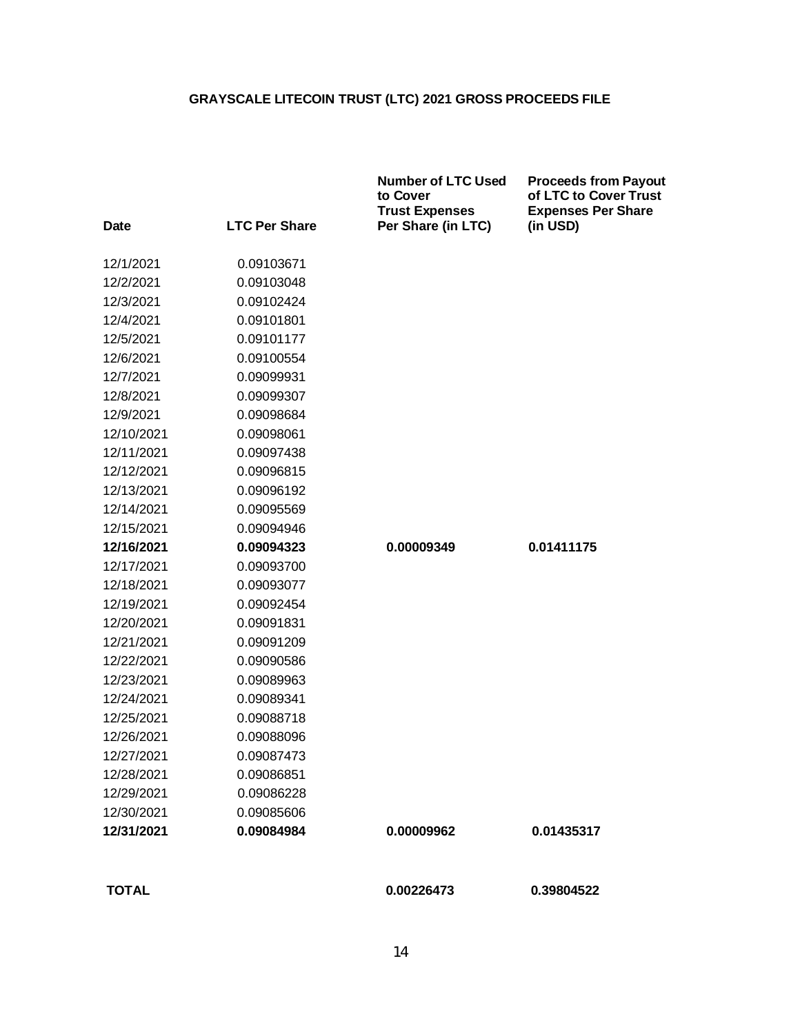**GRAYSCALE LITECOIN TRUST (LTC) 2021 GROSS PROCEEDS FILE**

| Date | LTC Per Share | Number of LTC Used to Cover Trust Expenses Per Share (in LTC) | Proceeds from Payout of LTC to Cover Trust Expenses Per Share (in USD) |
|---|---|---|---|
| 12/1/2021 | 0.09103671 | | |
| 12/2/2021 | 0.09103048 | | |
| 12/3/2021 | 0.09102424 | | |
| 12/4/2021 | 0.09101801 | | |
| 12/5/2021 | 0.09101177 | | |
| 12/6/2021 | 0.09100554 | | |
| 12/7/2021 | 0.09099931 | | |
| 12/8/2021 | 0.09099307 | | |
| 12/9/2021 | 0.09098684 | | |
| 12/10/2021 | 0.09098061 | | |
| 12/11/2021 | 0.09097438 | | |
| 12/12/2021 | 0.09096815 | | |
| 12/13/2021 | 0.09096192 | | |
| 12/14/2021 | 0.09095569 | | |
| 12/15/2021 | 0.09094946 | | |
| **12/16/2021** | **0.09094323** | **0.00009349** | **0.01411175** |
| 12/17/2021 | 0.09093700 | | |
| 12/18/2021 | 0.09093077 | | |
| 12/19/2021 | 0.09092454 | | |
| 12/20/2021 | 0.09091831 | | |
| 12/21/2021 | 0.09091209 | | |
| 12/22/2021 | 0.09090586 | | |
| 12/23/2021 | 0.09089963 | | |
| 12/24/2021 | 0.09089341 | | |
| 12/25/2021 | 0.09088718 | | |
| 12/26/2021 | 0.09088096 | | |
| 12/27/2021 | 0.09087473 | | |
| 12/28/2021 | 0.09086851 | | |
| 12/29/2021 | 0.09086228 | | |
| 12/30/2021 | 0.09085606 | | |
| **12/31/2021** | **0.09084984** | **0.00009962** | **0.01435317** |
| **TOTAL** | | **0.00226473** | **0.39804522** |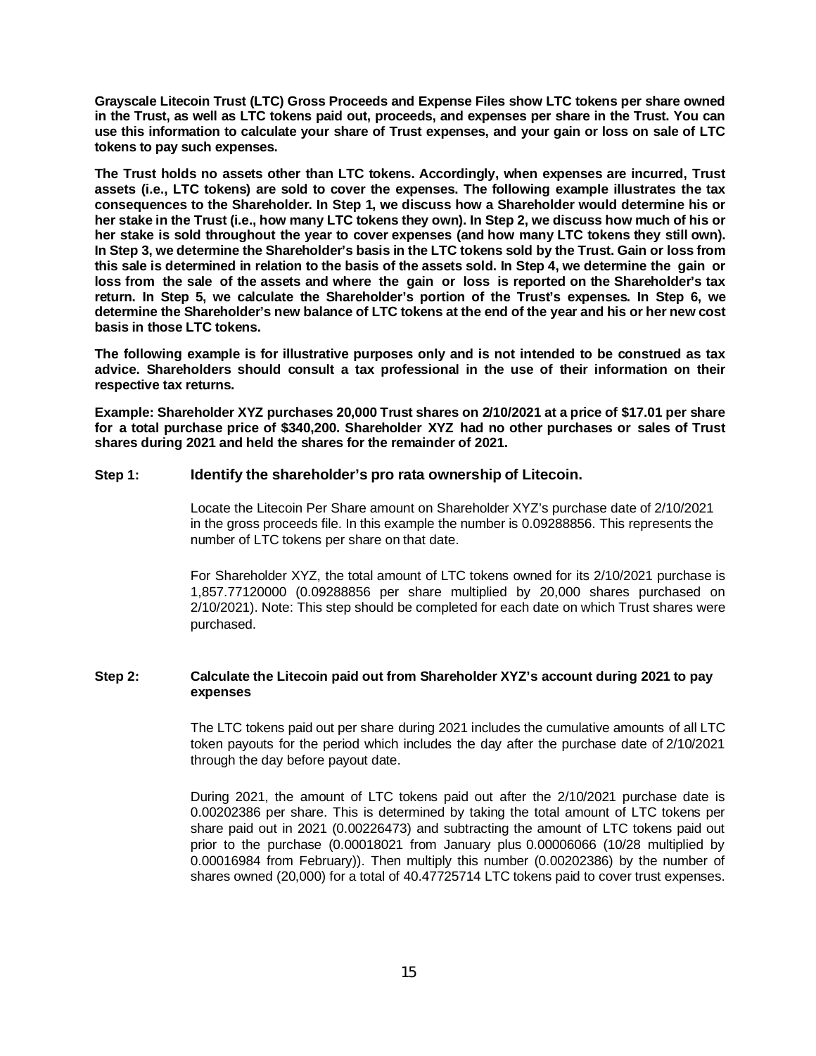**Grayscale Litecoin Trust (LTC) Gross Proceeds and Expense Files show LTC tokens per share owned in the Trust, as well as LTC tokens paid out, proceeds, and expenses per share in the Trust. You can use this information to calculate your share of Trust expenses, and your gain or loss on sale of LTC tokens to pay such expenses.**

**The Trust holds no assets other than LTC tokens. Accordingly, when expenses are incurred, Trust assets (i.e., LTC tokens) are sold to cover the expenses. The following example illustrates the tax consequences to the Shareholder. In Step 1, we discuss how a Shareholder would determine his or her stake in the Trust (i.e., how many LTC tokens they own). In Step 2, we discuss how much of his or her stake is sold throughout the year to cover expenses (and how many LTC tokens they still own). In Step 3, we determine the Shareholder's basis in the LTC tokens sold by the Trust. Gain or loss from this sale is determined in relation to the basis of the assets sold. In Step 4, we determine the gain or loss from the sale of the assets and where the gain or loss is reported on the Shareholder's tax return. In Step 5, we calculate the Shareholder's portion of the Trust's expenses. In Step 6, we determine the Shareholder's new balance of LTC tokens at the end of the year and his or her new cost basis in those LTC tokens.**

**The following example is for illustrative purposes only and is not intended to be construed as tax advice. Shareholders should consult a tax professional in the use of their information on their respective tax returns.**

**Example: Shareholder XYZ purchases 20,000 Trust shares on 2/10/2021 at a price of $17.01 per share for a total purchase price of $340,200. Shareholder XYZ had no other purchases or sales of Trust shares during 2021 and held the shares for the remainder of 2021.**

**Step 1: Identify the shareholder's pro rata ownership of Litecoin.**

Locate the Litecoin Per Share amount on Shareholder XYZ's purchase date of 2/10/2021 in the gross proceeds file. In this example the number is 0.09288856. This represents the number of LTC tokens per share on that date.

For Shareholder XYZ, the total amount of LTC tokens owned for its 2/10/2021 purchase is 1,857.77120000 (0.09288856 per share multiplied by 20,000 shares purchased on 2/10/2021). Note: This step should be completed for each date on which Trust shares were purchased.

**Step 2: Calculate the Litecoin paid out from Shareholder XYZ's account during 2021 to pay expenses**

The LTC tokens paid out per share during 2021 includes the cumulative amounts of all LTC token payouts for the period which includes the day after the purchase date of 2/10/2021 through the day before payout date.

During 2021, the amount of LTC tokens paid out after the 2/10/2021 purchase date is 0.00202386 per share. This is determined by taking the total amount of LTC tokens per share paid out in 2021 (0.00226473) and subtracting the amount of LTC tokens paid out prior to the purchase (0.00018021 from January plus 0.00006066 (10/28 multiplied by 0.00016984 from February)). Then multiply this number (0.00202386) by the number of shares owned (20,000) for a total of 40.47725714 LTC tokens paid to cover trust expenses.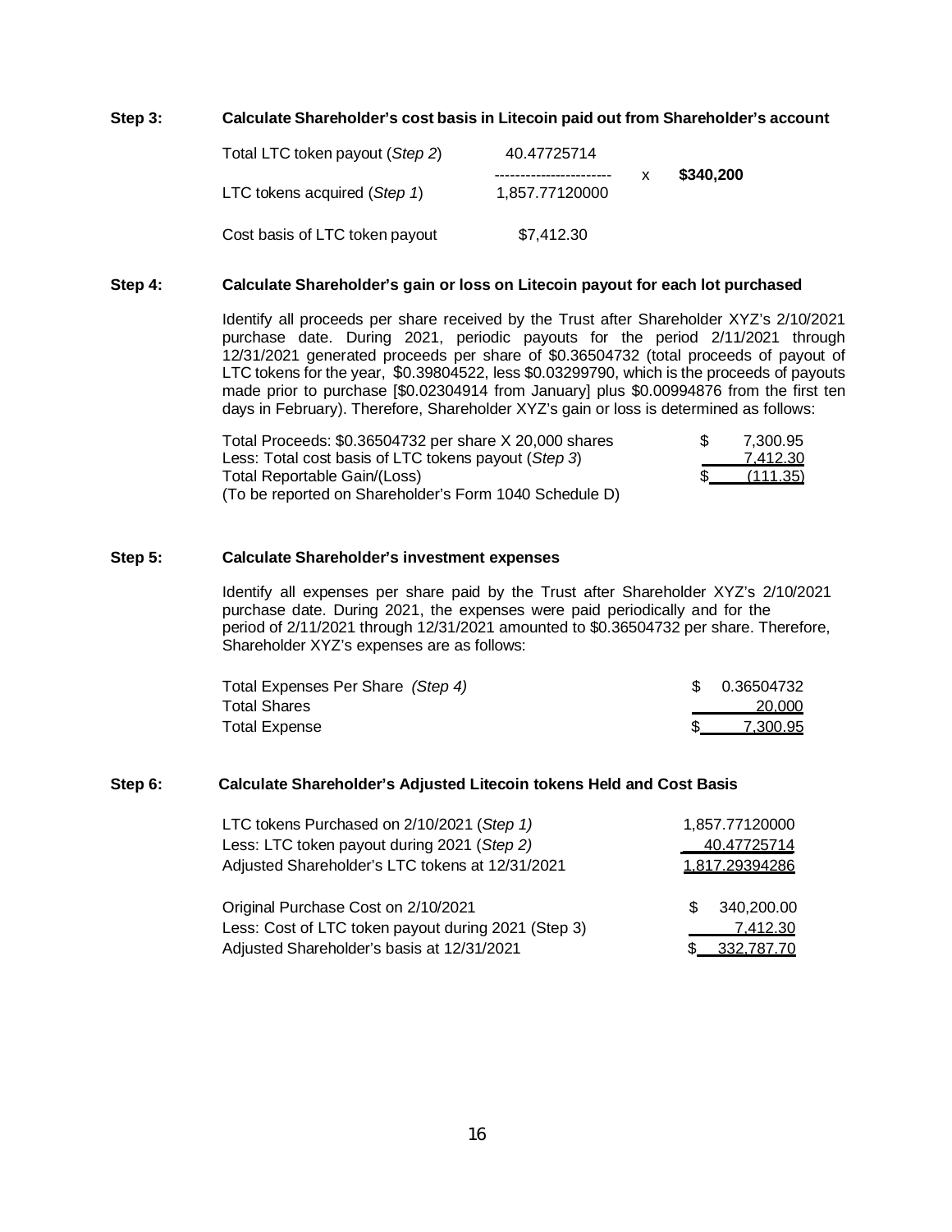**Step 3: Calculate Shareholder's cost basis in Litecoin paid out from Shareholder's account**

| | | | |
|---|---|---|---|
| Total LTC token payout (*Step 2*) | 40.47725714 | x | **$340,200** |
| LTC tokens acquired (*Step 1*) | 1,857.77120000 | | |
| Cost basis of LTC token payout | $7,412.30 | | |

**Step 4: Calculate Shareholder's gain or loss on Litecoin payout for each lot purchased**

Identify all proceeds per share received by the Trust after Shareholder XYZ's 2/10/2021 purchase date. During 2021, periodic payouts for the period 2/11/2021 through 12/31/2021 generated proceeds per share of $0.36504732 (total proceeds of payout of LTC tokens for the year, $0.39804522, less $0.03299790, which is the proceeds of payouts made prior to purchase [$0.02304914 from January] plus $0.00994876 from the first ten days in February). Therefore, Shareholder XYZ's gain or loss is determined as follows:

| | | |
|---|---|---|
| Total Proceeds: $0.36504732 per share X 20,000 shares | $ | 7,300.95 |
| Less: Total cost basis of LTC tokens payout (*Step 3*) | | 7,412.30 |
| Total Reportable Gain/(Loss) | $ | (111.35) |
| (To be reported on Shareholder's Form 1040 Schedule D) | | |

**Step 5: Calculate Shareholder's investment expenses**

Identify all expenses per share paid by the Trust after Shareholder XYZ's 2/10/2021 purchase date. During 2021, the expenses were paid periodically and for the period of 2/11/2021 through 12/31/2021 amounted to $0.36504732 per share. Therefore, Shareholder XYZ's expenses are as follows:

| | | |
|---|---|---|
| Total Expenses Per Share *(Step 4)* | $ | 0.36504732 |
| Total Shares | | 20,000 |
| Total Expense | $ | 7,300.95 |

**Step 6: Calculate Shareholder's Adjusted Litecoin tokens Held and Cost Basis**

| | | |
|---|---|---|
| LTC tokens Purchased on 2/10/2021 (*Step 1)* | | 1,857.77120000 |
| Less: LTC token payout during 2021 (*Step 2)* | | 40.47725714 |
| Adjusted Shareholder's LTC tokens at 12/31/2021 | | 1,817.29394286 |
| | | |
| Original Purchase Cost on 2/10/2021 | $ | 340,200.00 |
| Less: Cost of LTC token payout during 2021 (Step 3) | | 7,412.30 |
| Adjusted Shareholder's basis at 12/31/2021 | $ | 332,787.70 |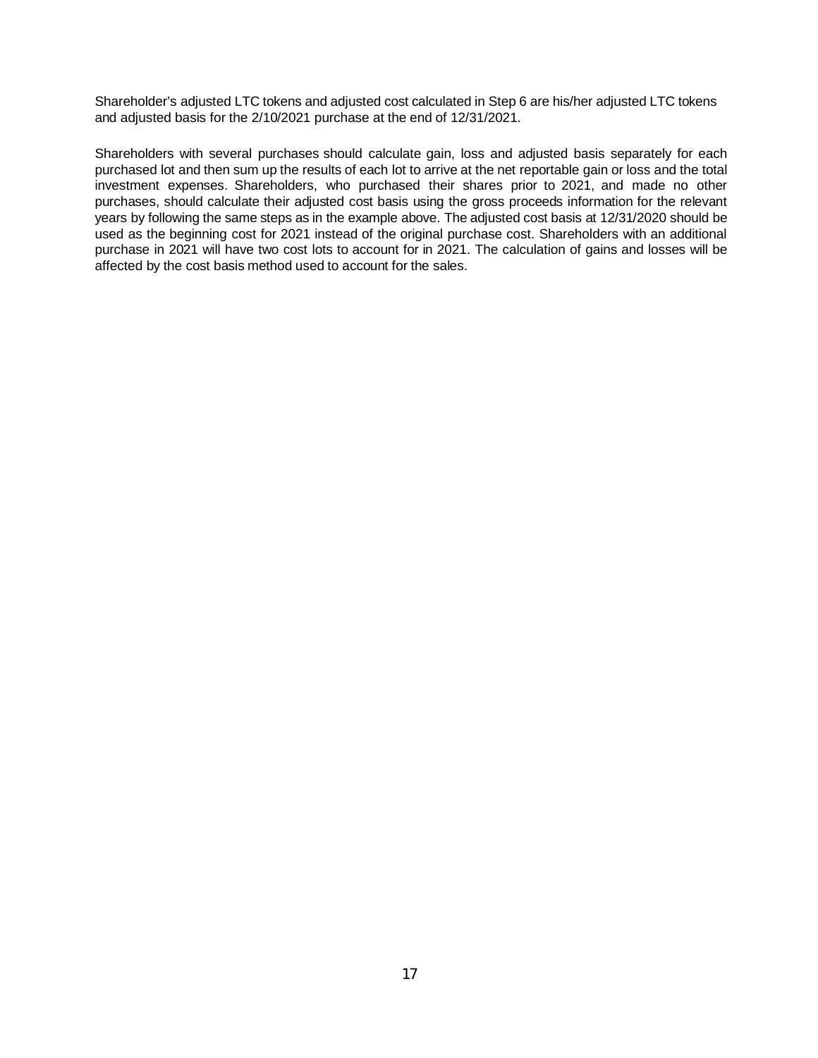Shareholder's adjusted LTC tokens and adjusted cost calculated in Step 6 are his/her adjusted LTC tokens and adjusted basis for the 2/10/2021 purchase at the end of 12/31/2021.

Shareholders with several purchases should calculate gain, loss and adjusted basis separately for each purchased lot and then sum up the results of each lot to arrive at the net reportable gain or loss and the total investment expenses. Shareholders, who purchased their shares prior to 2021, and made no other purchases, should calculate their adjusted cost basis using the gross proceeds information for the relevant years by following the same steps as in the example above. The adjusted cost basis at 12/31/2020 should be used as the beginning cost for 2021 instead of the original purchase cost. Shareholders with an additional purchase in 2021 will have two cost lots to account for in 2021. The calculation of gains and losses will be affected by the cost basis method used to account for the sales.